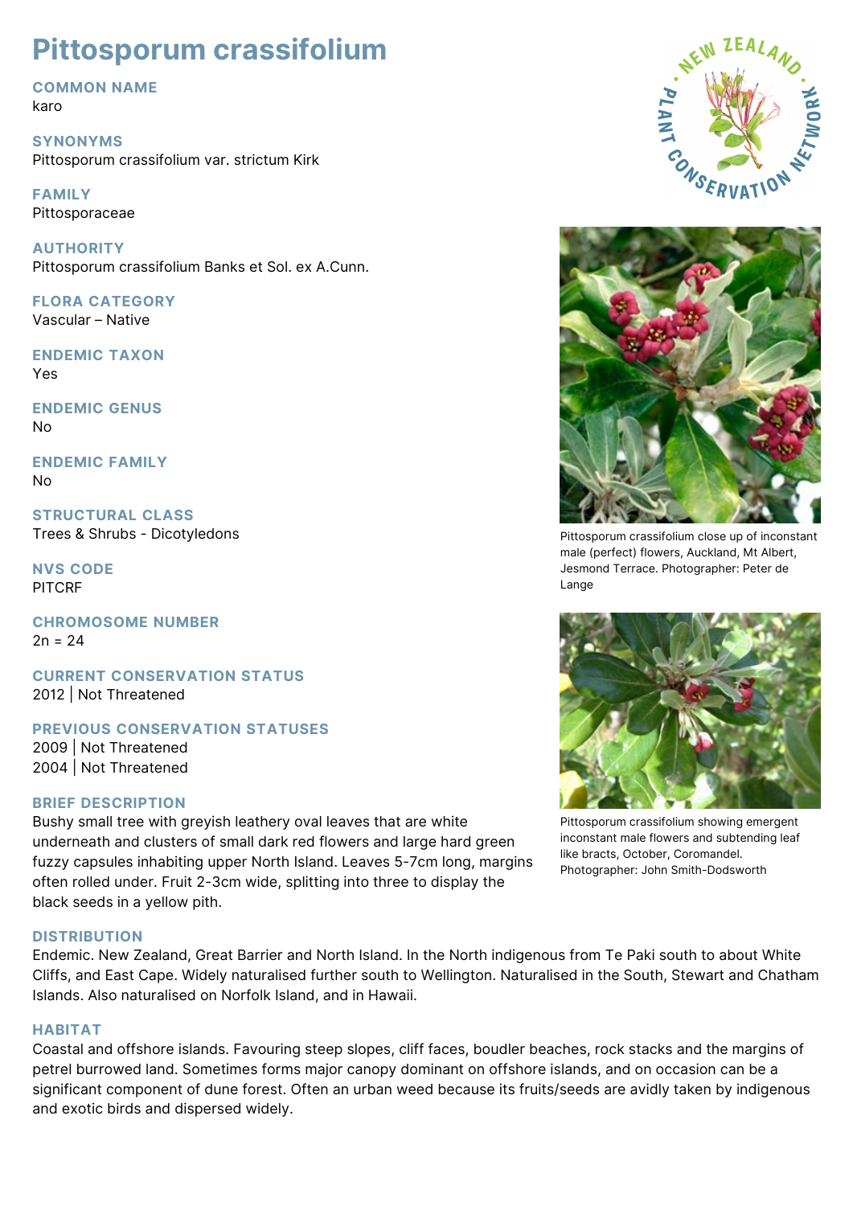# Pittosporum crassifolium

## COMMON NAME
karo

## SYNONYMS
Pittosporum crassifolium var. strictum Kirk

## FAMILY
Pittosporaceae

## AUTHORITY
Pittosporum crassifolium Banks et Sol. ex A.Cunn.

## FLORA CATEGORY
Vascular – Native

## ENDEMIC TAXON
Yes

## ENDEMIC GENUS
No

## ENDEMIC FAMILY
No

## STRUCTURAL CLASS
Trees & Shrubs - Dicotyledons

## NVS CODE
PITCRF

## CHROMOSOME NUMBER
2n = 24

## CURRENT CONSERVATION STATUS
2012 | Not Threatened

## PREVIOUS CONSERVATION STATUSES
2009 | Not Threatened
2004 | Not Threatened

## BRIEF DESCRIPTION
Bushy small tree with greyish leathery oval leaves that are white underneath and clusters of small dark red flowers and large hard green fuzzy capsules inhabiting upper North Island. Leaves 5-7cm long, margins often rolled under. Fruit 2-3cm wide, splitting into three to display the black seeds in a yellow pith.

Pittosporum crassifolium close up of inconstant male (perfect) flowers, Auckland, Mt Albert, Jesmond Terrace. Photographer: Peter de Lange

Pittosporum crassifolium showing emergent inconstant male flowers and subtending leaf like bracts, October, Coromandel. Photographer: John Smith-Dodsworth

## DISTRIBUTION
Endemic. New Zealand, Great Barrier and North Island. In the North indigenous from Te Paki south to about White Cliffs, and East Cape. Widely naturalised further south to Wellington. Naturalised in the South, Stewart and Chatham Islands. Also naturalised on Norfolk Island, and in Hawaii.

## HABITAT
Coastal and offshore islands. Favouring steep slopes, cliff faces, boudler beaches, rock stacks and the margins of petrel burrowed land. Sometimes forms major canopy dominant on offshore islands, and on occasion can be a significant component of dune forest. Often an urban weed because its fruits/seeds are avidly taken by indigenous and exotic birds and dispersed widely.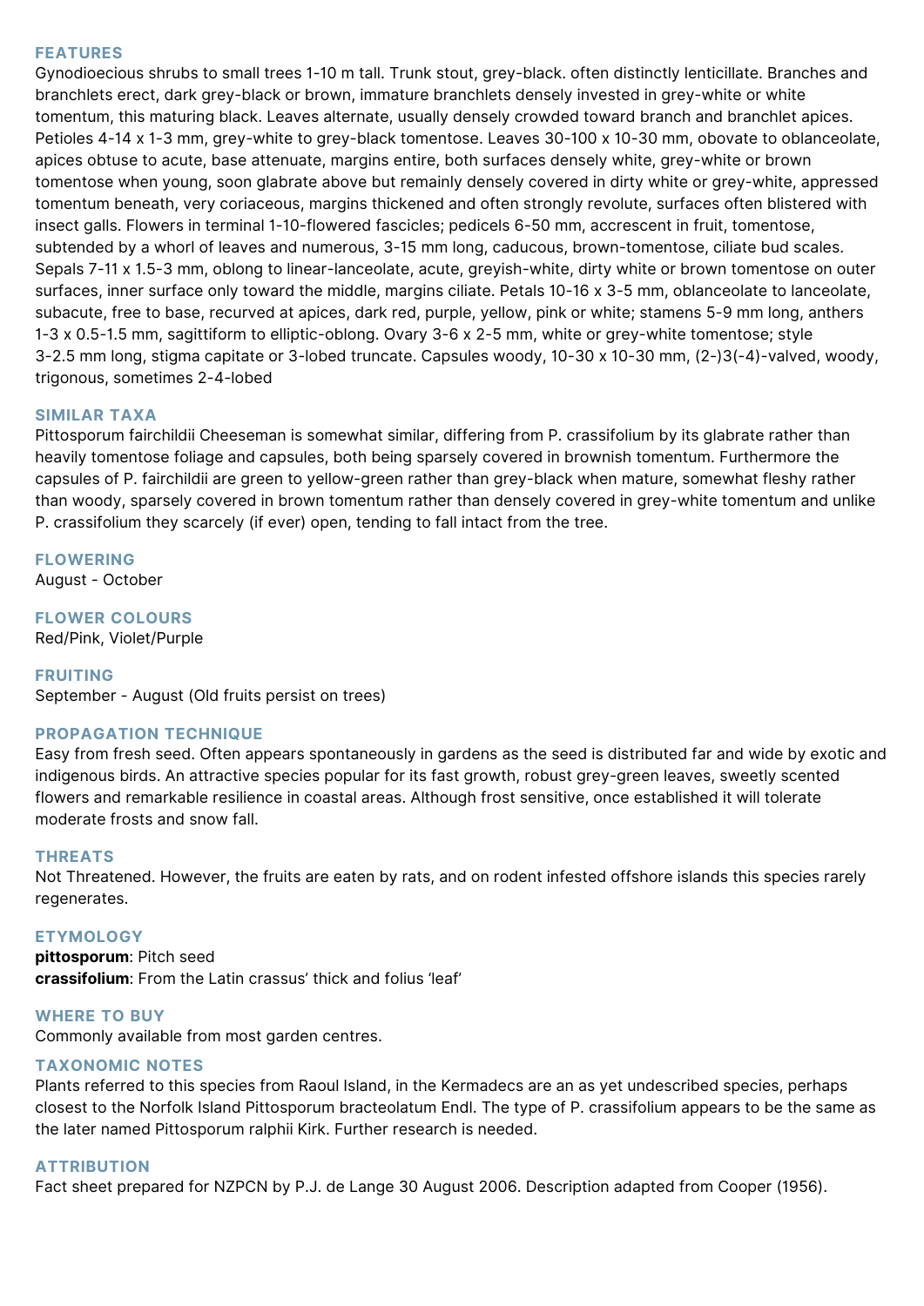## FEATURES

Gynodioecious shrubs to small trees 1-10 m tall. Trunk stout, grey-black. often distinctly lenticillate. Branches and branchlets erect, dark grey-black or brown, immature branchlets densely invested in grey-white or white tomentum, this maturing black. Leaves alternate, usually densely crowded toward branch and branchlet apices. Petioles 4-14 x 1-3 mm, grey-white to grey-black tomentose. Leaves 30-100 x 10-30 mm, obovate to oblanceolate, apices obtuse to acute, base attenuate, margins entire, both surfaces densely white, grey-white or brown tomentose when young, soon glabrate above but remainly densely covered in dirty white or grey-white, appressed tomentum beneath, very coriaceous, margins thickened and often strongly revolute, surfaces often blistered with insect galls. Flowers in terminal 1-10-flowered fascicles; pedicels 6-50 mm, accrescent in fruit, tomentose, subtended by a whorl of leaves and numerous, 3-15 mm long, caducous, brown-tomentose, ciliate bud scales. Sepals 7-11 x 1.5-3 mm, oblong to linear-lanceolate, acute, greyish-white, dirty white or brown tomentose on outer surfaces, inner surface only toward the middle, margins ciliate. Petals 10-16 x 3-5 mm, oblanceolate to lanceolate, subacute, free to base, recurved at apices, dark red, purple, yellow, pink or white; stamens 5-9 mm long, anthers 1-3 x 0.5-1.5 mm, sagittiform to elliptic-oblong. Ovary 3-6 x 2-5 mm, white or grey-white tomentose; style 3-2.5 mm long, stigma capitate or 3-lobed truncate. Capsules woody, 10-30 x 10-30 mm, (2-)3(-4)-valved, woody, trigonous, sometimes 2-4-lobed

## SIMILAR TAXA

Pittosporum fairchildii Cheeseman is somewhat similar, differing from P. crassifolium by its glabrate rather than heavily tomentose foliage and capsules, both being sparsely covered in brownish tomentum. Furthermore the capsules of P. fairchildii are green to yellow-green rather than grey-black when mature, somewhat fleshy rather than woody, sparsely covered in brown tomentum rather than densely covered in grey-white tomentum and unlike P. crassifolium they scarcely (if ever) open, tending to fall intact from the tree.

## FLOWERING

August - October

## FLOWER COLOURS

Red/Pink, Violet/Purple

## FRUITING

September - August (Old fruits persist on trees)

## PROPAGATION TECHNIQUE

Easy from fresh seed. Often appears spontaneously in gardens as the seed is distributed far and wide by exotic and indigenous birds. An attractive species popular for its fast growth, robust grey-green leaves, sweetly scented flowers and remarkable resilience in coastal areas. Although frost sensitive, once established it will tolerate moderate frosts and snow fall.

## THREATS

Not Threatened. However, the fruits are eaten by rats, and on rodent infested offshore islands this species rarely regenerates.

## ETYMOLOGY

**pittosporum**: Pitch seed
**crassifolium**: From the Latin crassus' thick and folius 'leaf'

## WHERE TO BUY

Commonly available from most garden centres.

## TAXONOMIC NOTES

Plants referred to this species from Raoul Island, in the Kermadecs are an as yet undescribed species, perhaps closest to the Norfolk Island Pittosporum bracteolatum Endl. The type of P. crassifolium appears to be the same as the later named Pittosporum ralphii Kirk. Further research is needed.

## ATTRIBUTION

Fact sheet prepared for NZPCN by P.J. de Lange 30 August 2006. Description adapted from Cooper (1956).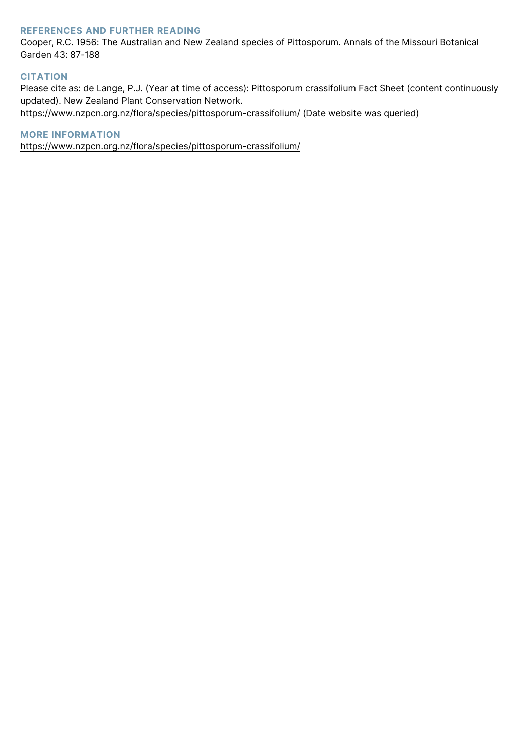## REFERENCES AND FURTHER READING

Cooper, R.C. 1956: The Australian and New Zealand species of Pittosporum. Annals of the Missouri Botanical Garden 43: 87-188

## CITATION

Please cite as: de Lange, P.J. (Year at time of access): Pittosporum crassifolium Fact Sheet (content continuously updated). New Zealand Plant Conservation Network.
https://www.nzpcn.org.nz/flora/species/pittosporum-crassifolium/ (Date website was queried)

## MORE INFORMATION

https://www.nzpcn.org.nz/flora/species/pittosporum-crassifolium/